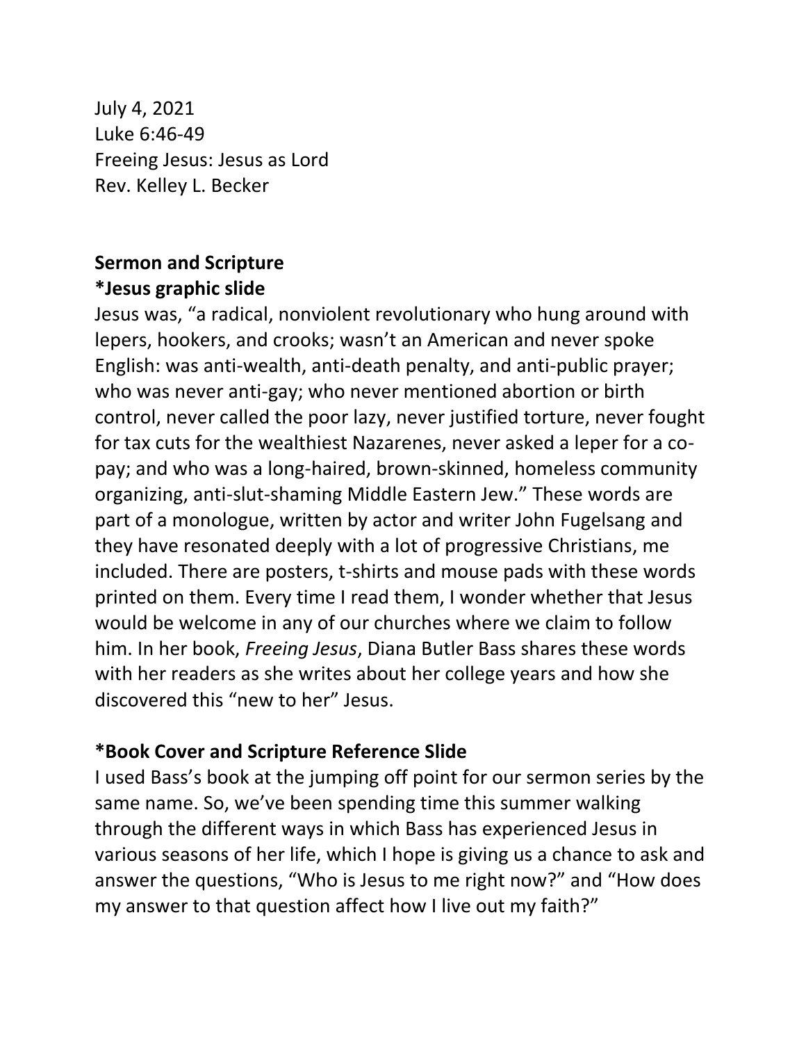July 4, 2021
Luke 6:46-49
Freeing Jesus: Jesus as Lord
Rev. Kelley L. Becker

**Sermon and Scripture**
**\*Jesus graphic slide**

Jesus was, "a radical, nonviolent revolutionary who hung around with lepers, hookers, and crooks; wasn't an American and never spoke English: was anti-wealth, anti-death penalty, and anti-public prayer; who was never anti-gay; who never mentioned abortion or birth control, never called the poor lazy, never justified torture, never fought for tax cuts for the wealthiest Nazarenes, never asked a leper for a co-pay; and who was a long-haired, brown-skinned, homeless community organizing, anti-slut-shaming Middle Eastern Jew." These words are part of a monologue, written by actor and writer John Fugelsang and they have resonated deeply with a lot of progressive Christians, me included. There are posters, t-shirts and mouse pads with these words printed on them. Every time I read them, I wonder whether that Jesus would be welcome in any of our churches where we claim to follow him. In her book, *Freeing Jesus*, Diana Butler Bass shares these words with her readers as she writes about her college years and how she discovered this "new to her" Jesus.

**\*Book Cover and Scripture Reference Slide**

I used Bass's book at the jumping off point for our sermon series by the same name. So, we've been spending time this summer walking through the different ways in which Bass has experienced Jesus in various seasons of her life, which I hope is giving us a chance to ask and answer the questions, "Who is Jesus to me right now?" and "How does my answer to that question affect how I live out my faith?"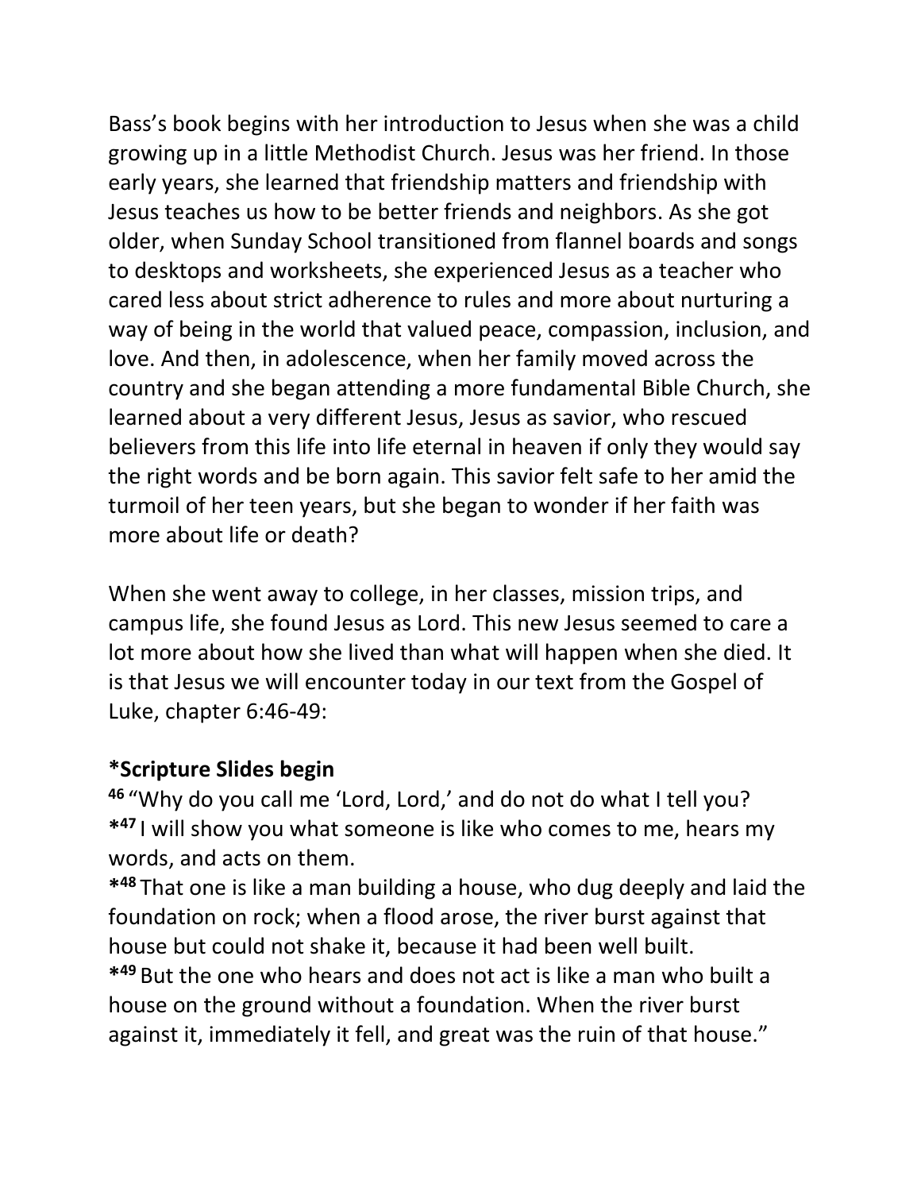Bass's book begins with her introduction to Jesus when she was a child growing up in a little Methodist Church. Jesus was her friend. In those early years, she learned that friendship matters and friendship with Jesus teaches us how to be better friends and neighbors. As she got older, when Sunday School transitioned from flannel boards and songs to desktops and worksheets, she experienced Jesus as a teacher who cared less about strict adherence to rules and more about nurturing a way of being in the world that valued peace, compassion, inclusion, and love. And then, in adolescence, when her family moved across the country and she began attending a more fundamental Bible Church, she learned about a very different Jesus, Jesus as savior, who rescued believers from this life into life eternal in heaven if only they would say the right words and be born again. This savior felt safe to her amid the turmoil of her teen years, but she began to wonder if her faith was more about life or death?

When she went away to college, in her classes, mission trips, and campus life, she found Jesus as Lord. This new Jesus seemed to care a lot more about how she lived than what will happen when she died. It is that Jesus we will encounter today in our text from the Gospel of Luke, chapter 6:46-49:

**\*Scripture Slides begin**

**46** "Why do you call me 'Lord, Lord,' and do not do what I tell you?
**\*47** I will show you what someone is like who comes to me, hears my words, and acts on them.
**\*48** That one is like a man building a house, who dug deeply and laid the foundation on rock; when a flood arose, the river burst against that house but could not shake it, because it had been well built.
**\*49** But the one who hears and does not act is like a man who built a house on the ground without a foundation. When the river burst against it, immediately it fell, and great was the ruin of that house."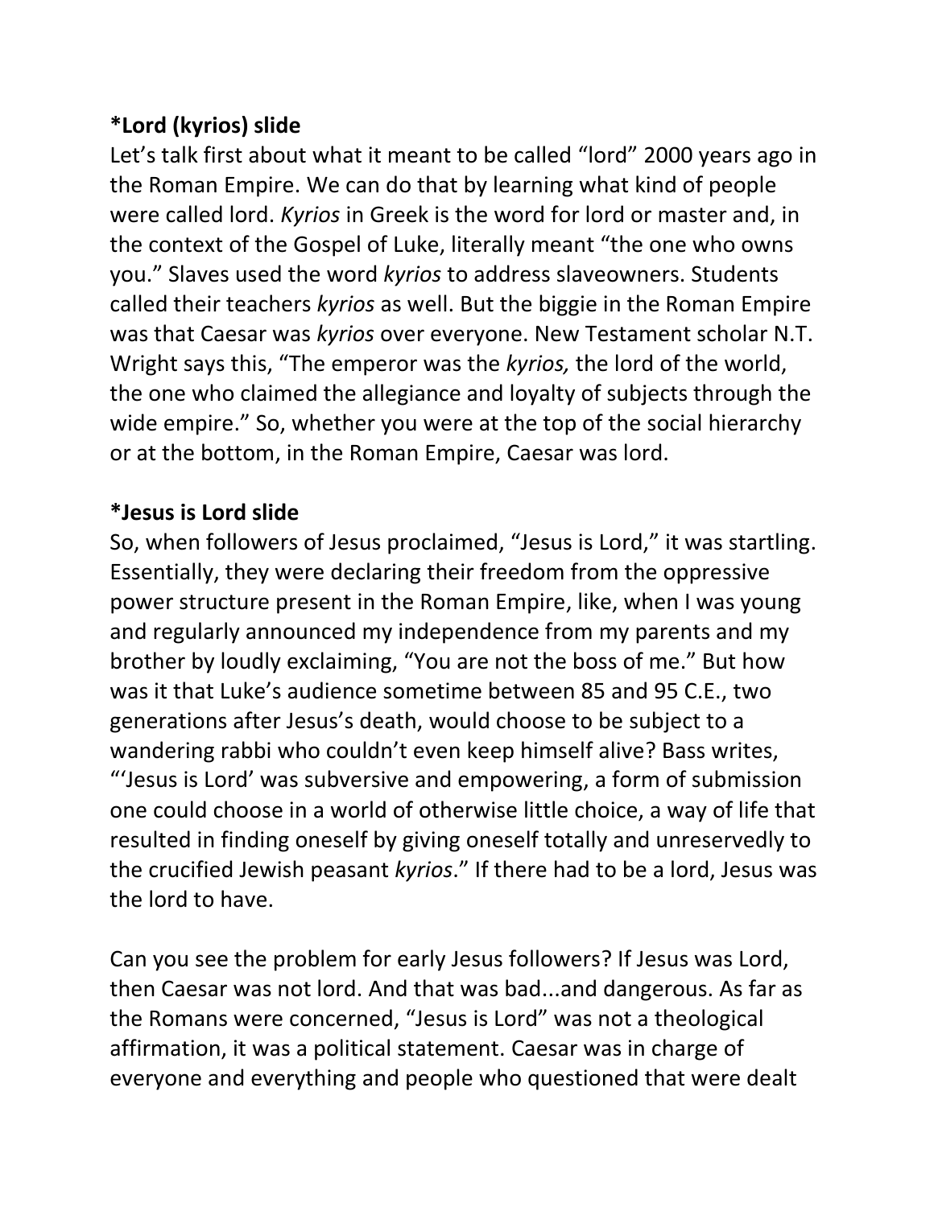**\*Lord (kyrios) slide**

Let's talk first about what it meant to be called "lord" 2000 years ago in the Roman Empire. We can do that by learning what kind of people were called lord. *Kyrios* in Greek is the word for lord or master and, in the context of the Gospel of Luke, literally meant "the one who owns you." Slaves used the word *kyrios* to address slaveowners. Students called their teachers *kyrios* as well. But the biggie in the Roman Empire was that Caesar was *kyrios* over everyone. New Testament scholar N.T. Wright says this, "The emperor was the *kyrios,* the lord of the world, the one who claimed the allegiance and loyalty of subjects through the wide empire." So, whether you were at the top of the social hierarchy or at the bottom, in the Roman Empire, Caesar was lord.

**\*Jesus is Lord slide**

So, when followers of Jesus proclaimed, "Jesus is Lord," it was startling. Essentially, they were declaring their freedom from the oppressive power structure present in the Roman Empire, like, when I was young and regularly announced my independence from my parents and my brother by loudly exclaiming, "You are not the boss of me." But how was it that Luke's audience sometime between 85 and 95 C.E., two generations after Jesus's death, would choose to be subject to a wandering rabbi who couldn't even keep himself alive? Bass writes, "'Jesus is Lord' was subversive and empowering, a form of submission one could choose in a world of otherwise little choice, a way of life that resulted in finding oneself by giving oneself totally and unreservedly to the crucified Jewish peasant *kyrios*." If there had to be a lord, Jesus was the lord to have.

Can you see the problem for early Jesus followers? If Jesus was Lord, then Caesar was not lord. And that was bad...and dangerous. As far as the Romans were concerned, "Jesus is Lord" was not a theological affirmation, it was a political statement. Caesar was in charge of everyone and everything and people who questioned that were dealt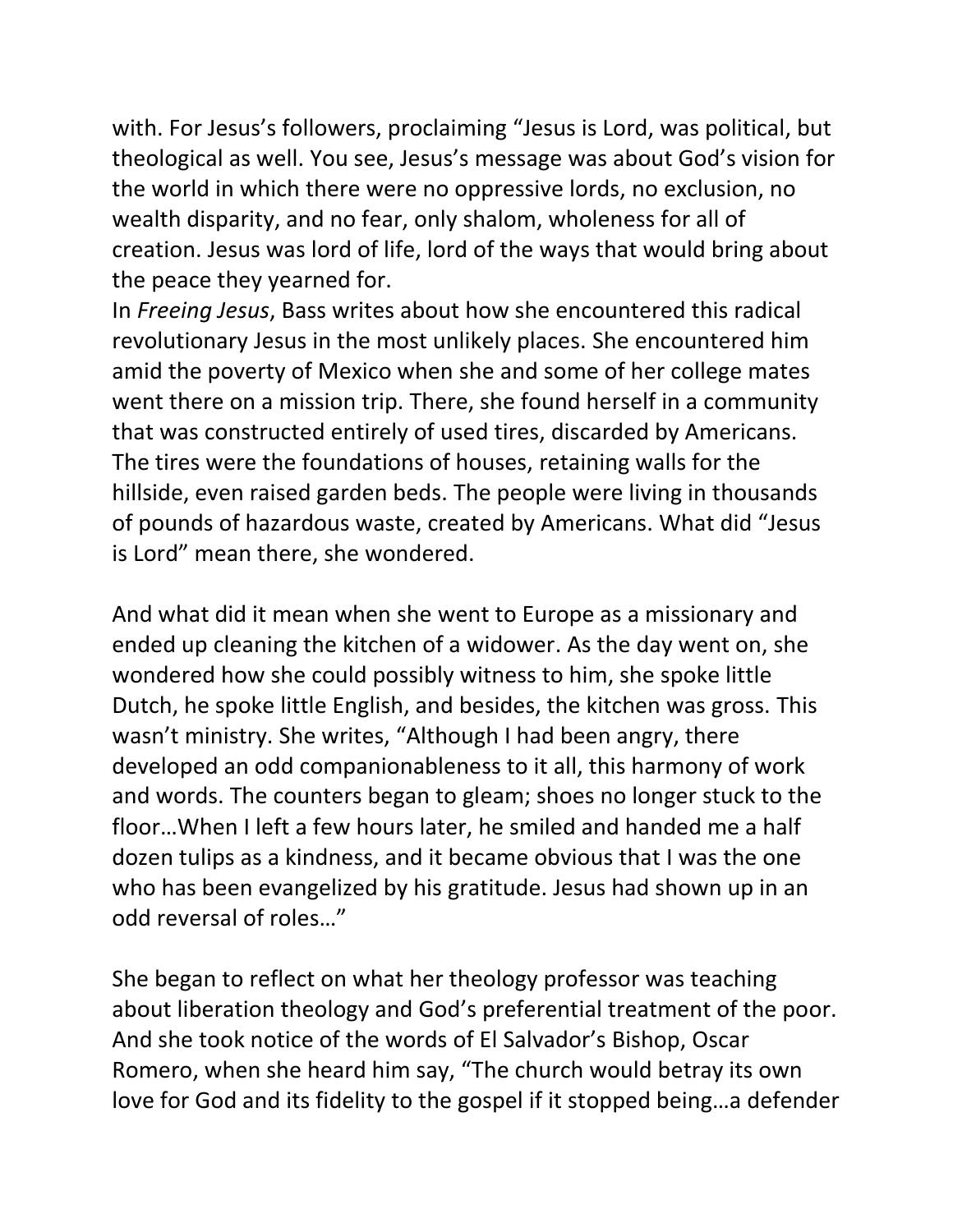with. For Jesus's followers, proclaiming "Jesus is Lord, was political, but theological as well. You see, Jesus's message was about God's vision for the world in which there were no oppressive lords, no exclusion, no wealth disparity, and no fear, only shalom, wholeness for all of creation. Jesus was lord of life, lord of the ways that would bring about the peace they yearned for.

In *Freeing Jesus*, Bass writes about how she encountered this radical revolutionary Jesus in the most unlikely places. She encountered him amid the poverty of Mexico when she and some of her college mates went there on a mission trip. There, she found herself in a community that was constructed entirely of used tires, discarded by Americans. The tires were the foundations of houses, retaining walls for the hillside, even raised garden beds. The people were living in thousands of pounds of hazardous waste, created by Americans. What did "Jesus is Lord" mean there, she wondered.

And what did it mean when she went to Europe as a missionary and ended up cleaning the kitchen of a widower. As the day went on, she wondered how she could possibly witness to him, she spoke little Dutch, he spoke little English, and besides, the kitchen was gross. This wasn't ministry. She writes, "Although I had been angry, there developed an odd companionableness to it all, this harmony of work and words. The counters began to gleam; shoes no longer stuck to the floor…When I left a few hours later, he smiled and handed me a half dozen tulips as a kindness, and it became obvious that I was the one who has been evangelized by his gratitude. Jesus had shown up in an odd reversal of roles…"

She began to reflect on what her theology professor was teaching about liberation theology and God's preferential treatment of the poor. And she took notice of the words of El Salvador's Bishop, Oscar Romero, when she heard him say, "The church would betray its own love for God and its fidelity to the gospel if it stopped being…a defender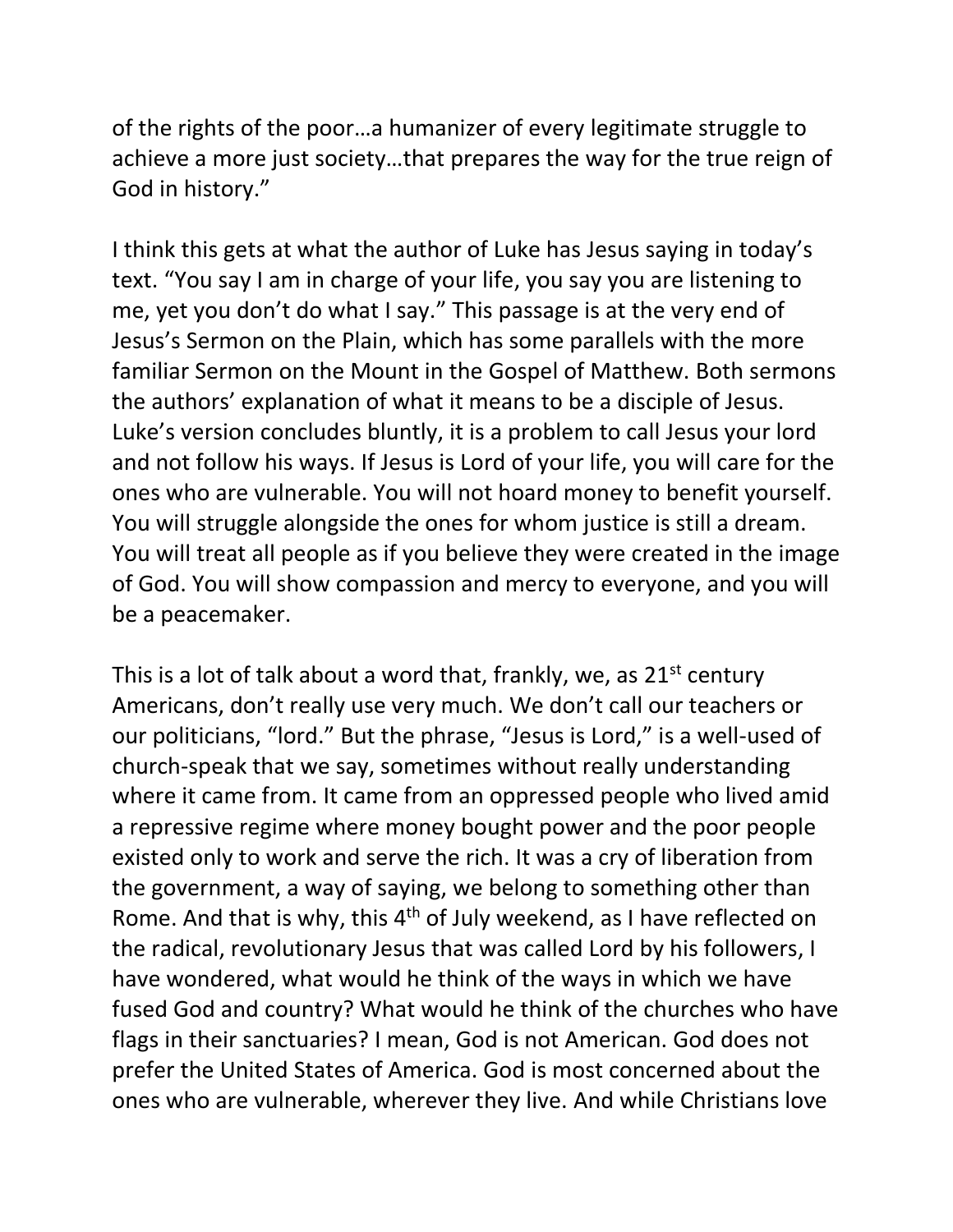of the rights of the poor…a humanizer of every legitimate struggle to achieve a more just society…that prepares the way for the true reign of God in history."

I think this gets at what the author of Luke has Jesus saying in today's text. "You say I am in charge of your life, you say you are listening to me, yet you don't do what I say." This passage is at the very end of Jesus's Sermon on the Plain, which has some parallels with the more familiar Sermon on the Mount in the Gospel of Matthew. Both sermons the authors' explanation of what it means to be a disciple of Jesus. Luke's version concludes bluntly, it is a problem to call Jesus your lord and not follow his ways. If Jesus is Lord of your life, you will care for the ones who are vulnerable. You will not hoard money to benefit yourself. You will struggle alongside the ones for whom justice is still a dream. You will treat all people as if you believe they were created in the image of God. You will show compassion and mercy to everyone, and you will be a peacemaker.

This is a lot of talk about a word that, frankly, we, as 21st century Americans, don't really use very much. We don't call our teachers or our politicians, "lord." But the phrase, "Jesus is Lord," is a well-used of church-speak that we say, sometimes without really understanding where it came from. It came from an oppressed people who lived amid a repressive regime where money bought power and the poor people existed only to work and serve the rich. It was a cry of liberation from the government, a way of saying, we belong to something other than Rome. And that is why, this 4th of July weekend, as I have reflected on the radical, revolutionary Jesus that was called Lord by his followers, I have wondered, what would he think of the ways in which we have fused God and country? What would he think of the churches who have flags in their sanctuaries? I mean, God is not American. God does not prefer the United States of America. God is most concerned about the ones who are vulnerable, wherever they live. And while Christians love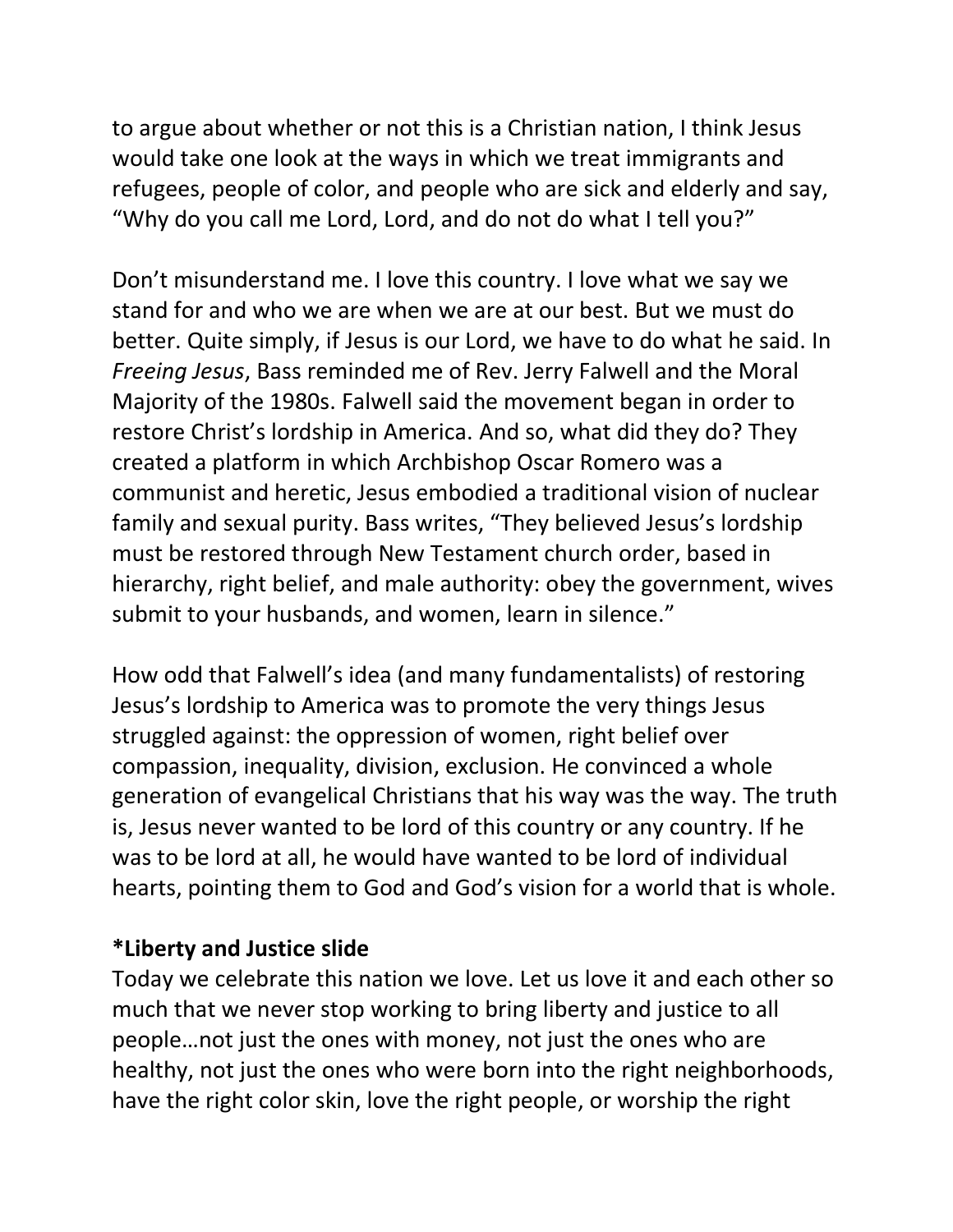to argue about whether or not this is a Christian nation, I think Jesus would take one look at the ways in which we treat immigrants and refugees, people of color, and people who are sick and elderly and say, "Why do you call me Lord, Lord, and do not do what I tell you?"

Don't misunderstand me. I love this country. I love what we say we stand for and who we are when we are at our best. But we must do better. Quite simply, if Jesus is our Lord, we have to do what he said. In *Freeing Jesus*, Bass reminded me of Rev. Jerry Falwell and the Moral Majority of the 1980s. Falwell said the movement began in order to restore Christ's lordship in America. And so, what did they do? They created a platform in which Archbishop Oscar Romero was a communist and heretic, Jesus embodied a traditional vision of nuclear family and sexual purity. Bass writes, "They believed Jesus's lordship must be restored through New Testament church order, based in hierarchy, right belief, and male authority: obey the government, wives submit to your husbands, and women, learn in silence."

How odd that Falwell's idea (and many fundamentalists) of restoring Jesus's lordship to America was to promote the very things Jesus struggled against: the oppression of women, right belief over compassion, inequality, division, exclusion. He convinced a whole generation of evangelical Christians that his way was the way. The truth is, Jesus never wanted to be lord of this country or any country. If he was to be lord at all, he would have wanted to be lord of individual hearts, pointing them to God and God's vision for a world that is whole.

**\*Liberty and Justice slide**

Today we celebrate this nation we love. Let us love it and each other so much that we never stop working to bring liberty and justice to all people…not just the ones with money, not just the ones who are healthy, not just the ones who were born into the right neighborhoods, have the right color skin, love the right people, or worship the right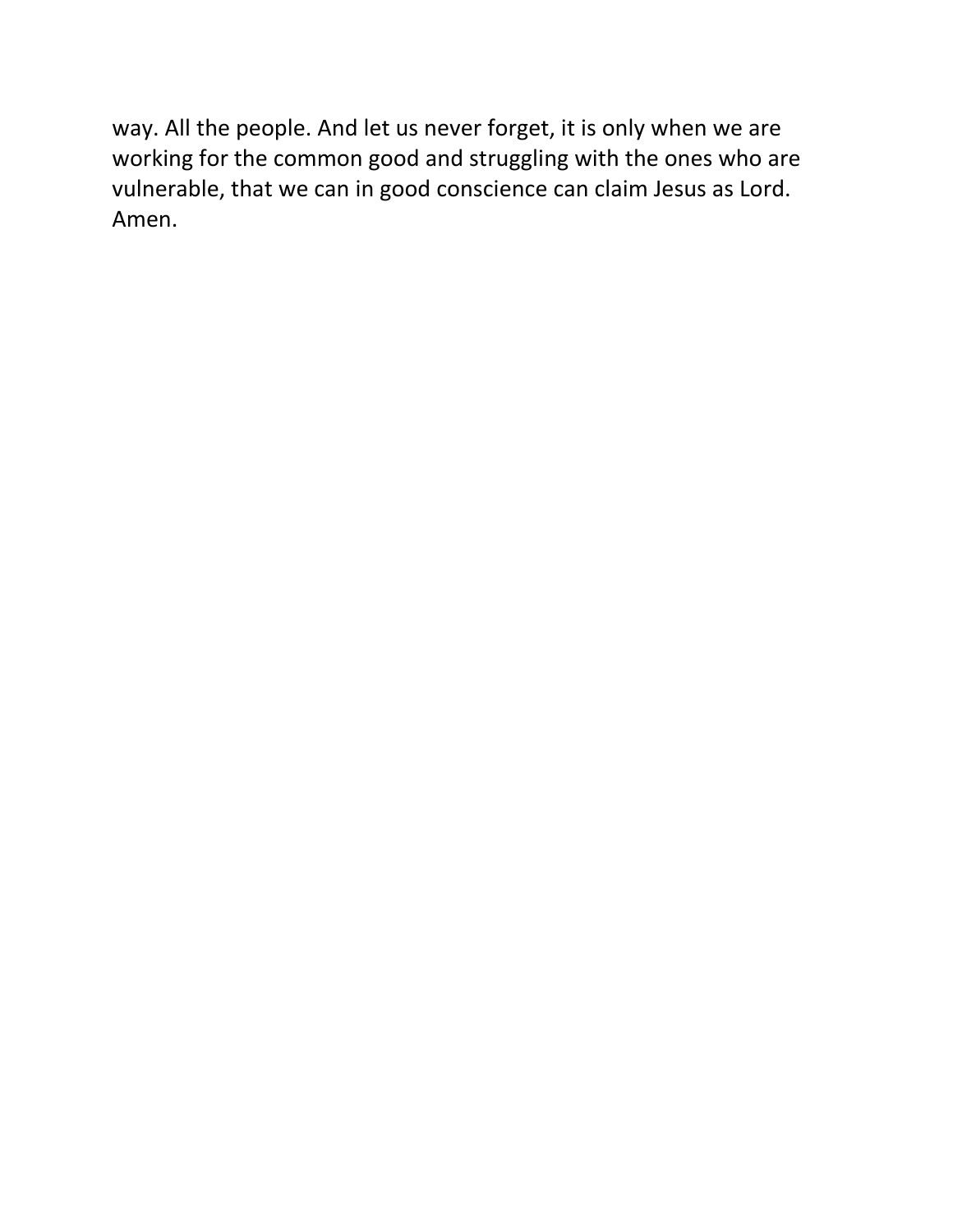way. All the people. And let us never forget, it is only when we are working for the common good and struggling with the ones who are vulnerable, that we can in good conscience can claim Jesus as Lord. Amen.